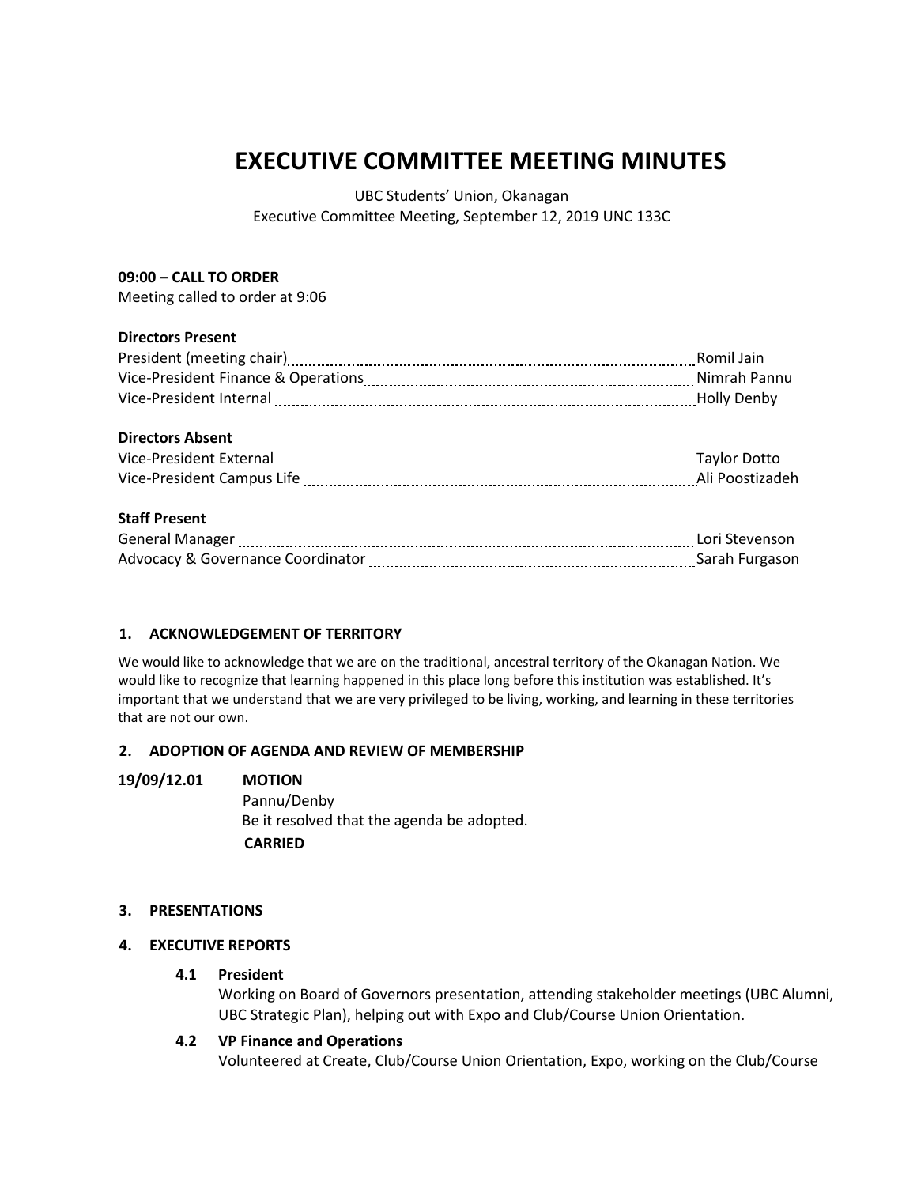# EXECUTIVE COMMITTEE MEETING MINUTES

UBC Students' Union, Okanagan
Executive Committee Meeting, September 12, 2019 UNC 133C

**09:00 – CALL TO ORDER**
Meeting called to order at 9:06

**Directors Present**

| | |
|---|---|
| President (meeting chair) | Romil Jain |
| Vice-President Finance & Operations | Nimrah Pannu |
| Vice-President Internal | Holly Denby |

**Directors Absent**

| | |
|---|---|
| Vice-President External | Taylor Dotto |
| Vice-President Campus Life | Ali Poostizadeh |

**Staff Present**

| | |
|---|---|
| General Manager | Lori Stevenson |
| Advocacy & Governance Coordinator | Sarah Furgason |

## 1. ACKNOWLEDGEMENT OF TERRITORY

We would like to acknowledge that we are on the traditional, ancestral territory of the Okanagan Nation. We would like to recognize that learning happened in this place long before this institution was established. It's important that we understand that we are very privileged to be living, working, and learning in these territories that are not our own.

## 2. ADOPTION OF AGENDA AND REVIEW OF MEMBERSHIP

**19/09/12.01 MOTION**
Pannu/Denby
Be it resolved that the agenda be adopted.
**CARRIED**

## 3. PRESENTATIONS

## 4. EXECUTIVE REPORTS

### 4.1 President

Working on Board of Governors presentation, attending stakeholder meetings (UBC Alumni, UBC Strategic Plan), helping out with Expo and Club/Course Union Orientation.

### 4.2 VP Finance and Operations

Volunteered at Create, Club/Course Union Orientation, Expo, working on the Club/Course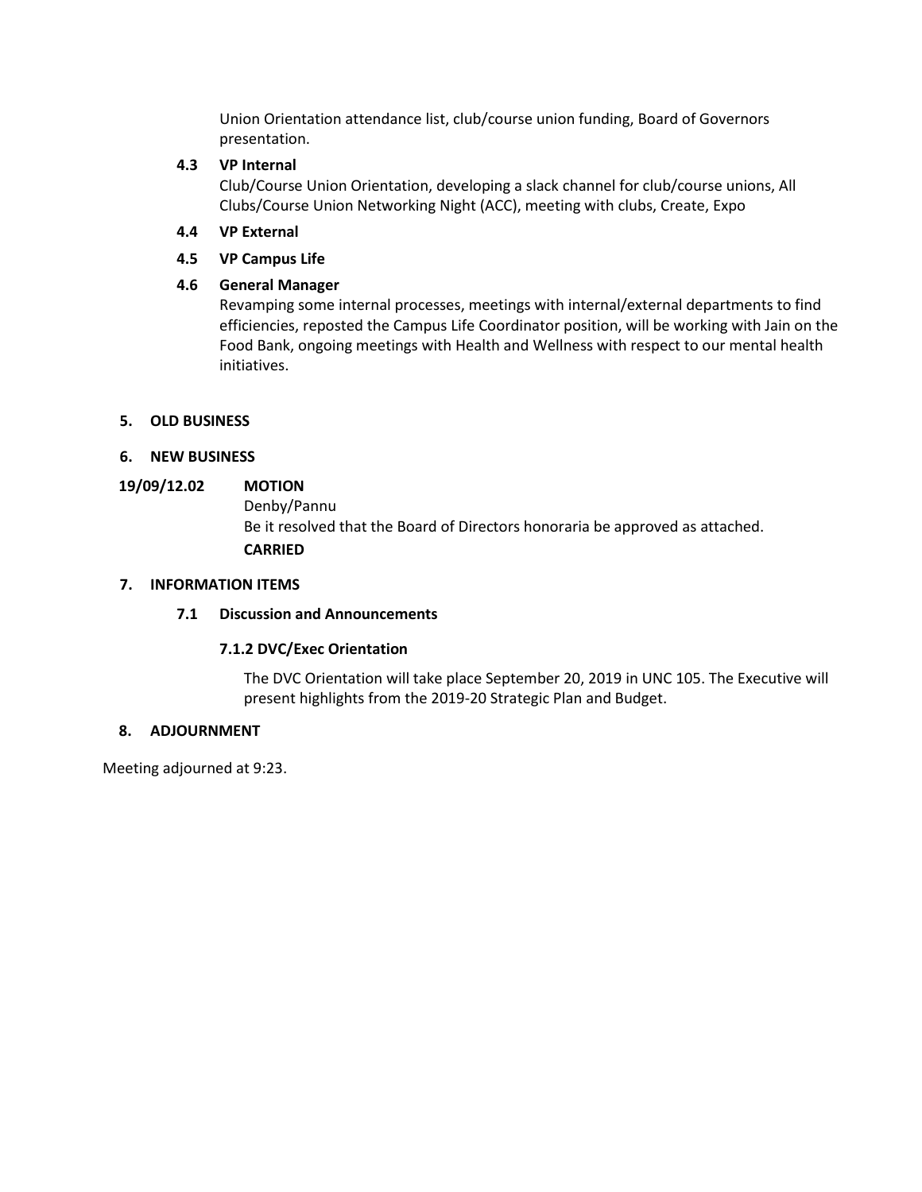Union Orientation attendance list, club/course union funding, Board of Governors presentation.

**4.3 VP Internal**

Club/Course Union Orientation, developing a slack channel for club/course unions, All Clubs/Course Union Networking Night (ACC), meeting with clubs, Create, Expo

**4.4 VP External**

**4.5 VP Campus Life**

**4.6 General Manager**

Revamping some internal processes, meetings with internal/external departments to find efficiencies, reposted the Campus Life Coordinator position, will be working with Jain on the Food Bank, ongoing meetings with Health and Wellness with respect to our mental health initiatives.

## 5. OLD BUSINESS

## 6. NEW BUSINESS

**19/09/12.02 MOTION**

Denby/Pannu

Be it resolved that the Board of Directors honoraria be approved as attached.

**CARRIED**

## 7. INFORMATION ITEMS

### 7.1 Discussion and Announcements

#### 7.1.2 DVC/Exec Orientation

The DVC Orientation will take place September 20, 2019 in UNC 105. The Executive will present highlights from the 2019-20 Strategic Plan and Budget.

## 8. ADJOURNMENT

Meeting adjourned at 9:23.